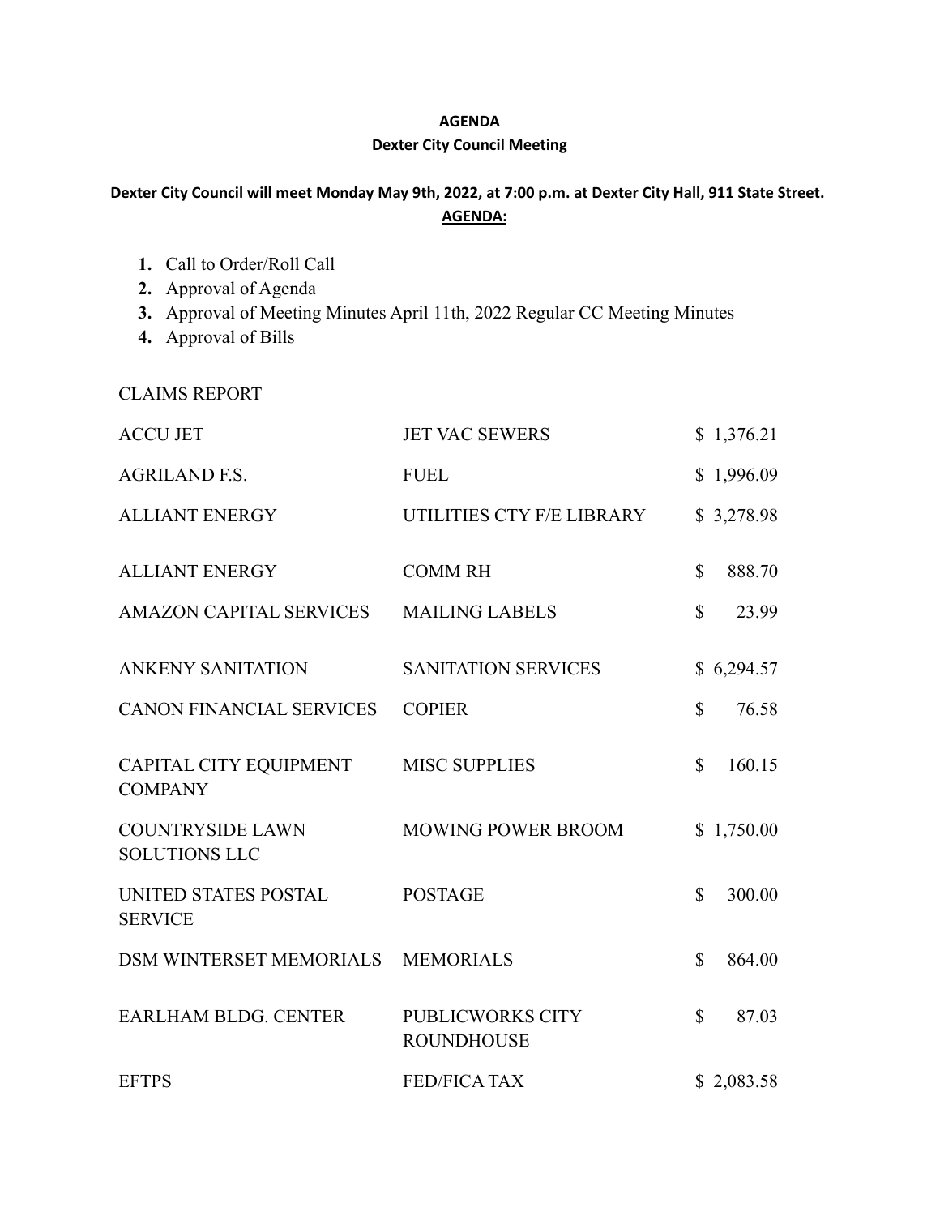**AGENDA**

**Dexter City Council Meeting**

**Dexter City Council will meet Monday May 9th, 2022, at 7:00 p.m. at Dexter City Hall, 911 State Street.**

**AGENDA:**

1. Call to Order/Roll Call
2. Approval of Agenda
3. Approval of Meeting Minutes April 11th, 2022 Regular CC Meeting Minutes
4. Approval of Bills

CLAIMS REPORT

| | | |
|---|---|---|
| ACCU JET | JET VAC SEWERS | $ 1,376.21 |
| AGRILAND F.S. | FUEL | $ 1,996.09 |
| ALLIANT ENERGY | UTILITIES CTY F/E LIBRARY | $ 3,278.98 |
| ALLIANT ENERGY | COMM RH | $ 888.70 |
| AMAZON CAPITAL SERVICES | MAILING LABELS | $ 23.99 |
| ANKENY SANITATION | SANITATION SERVICES | $ 6,294.57 |
| CANON FINANCIAL SERVICES | COPIER | $ 76.58 |
| CAPITAL CITY EQUIPMENT COMPANY | MISC SUPPLIES | $ 160.15 |
| COUNTRYSIDE LAWN SOLUTIONS LLC | MOWING POWER BROOM | $ 1,750.00 |
| UNITED STATES POSTAL SERVICE | POSTAGE | $ 300.00 |
| DSM WINTERSET MEMORIALS | MEMORIALS | $ 864.00 |
| EARLHAM BLDG. CENTER | PUBLICWORKS CITY ROUNDHOUSE | $ 87.03 |
| EFTPS | FED/FICA TAX | $ 2,083.58 |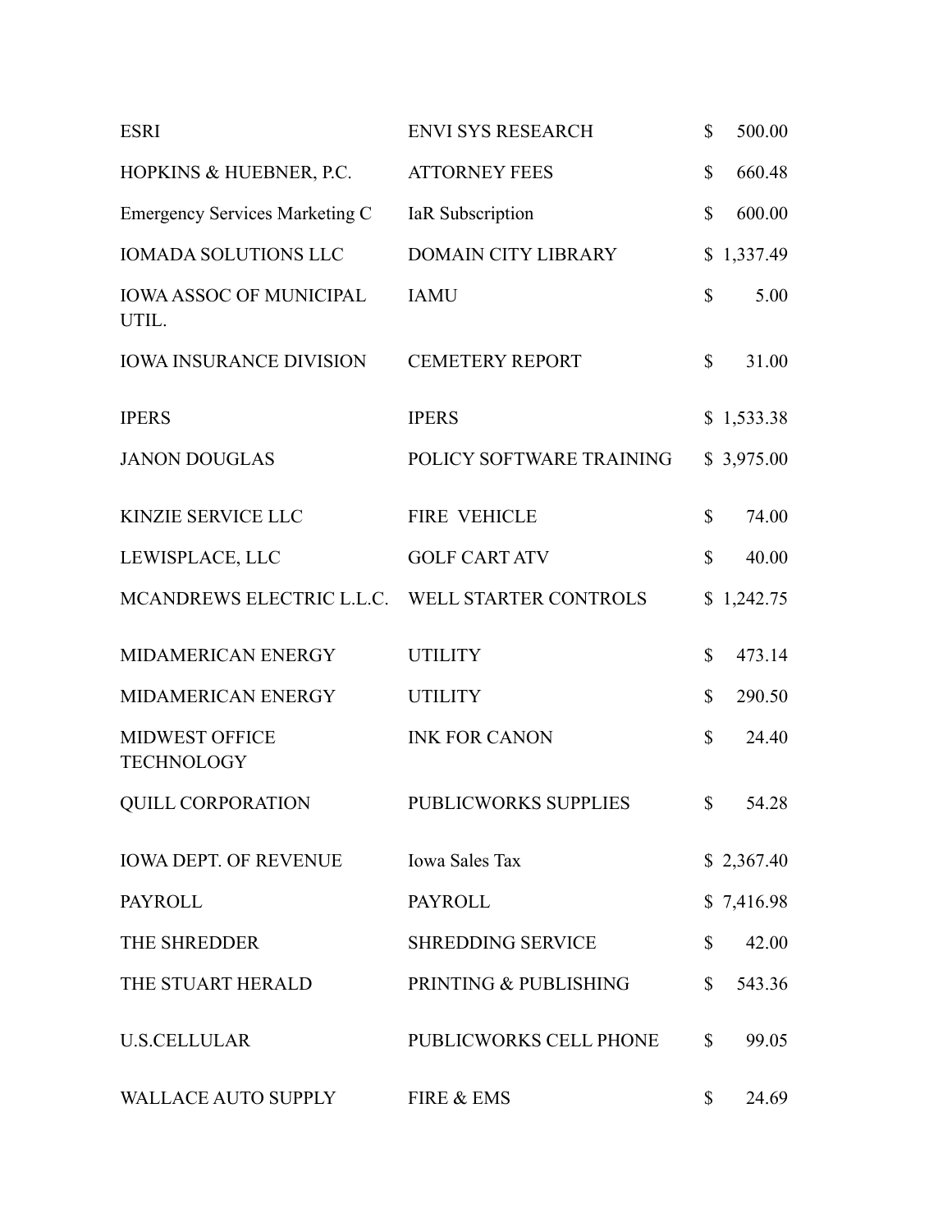| | | |
|---|---|---|
| ESRI | ENVI SYS RESEARCH | $ 500.00 |
| HOPKINS & HUEBNER, P.C. | ATTORNEY FEES | $ 660.48 |
| Emergency Services Marketing C | IaR Subscription | $ 600.00 |
| IOMADA SOLUTIONS LLC | DOMAIN CITY LIBRARY | $ 1,337.49 |
| IOWA ASSOC OF MUNICIPAL UTIL. | IAMU | $ 5.00 |
| IOWA INSURANCE DIVISION | CEMETERY REPORT | $ 31.00 |
| IPERS | IPERS | $ 1,533.38 |
| JANON DOUGLAS | POLICY SOFTWARE TRAINING | $ 3,975.00 |
| KINZIE SERVICE LLC | FIRE VEHICLE | $ 74.00 |
| LEWISPLACE, LLC | GOLF CART ATV | $ 40.00 |
| MCANDREWS ELECTRIC L.L.C. | WELL STARTER CONTROLS | $ 1,242.75 |
| MIDAMERICAN ENERGY | UTILITY | $ 473.14 |
| MIDAMERICAN ENERGY | UTILITY | $ 290.50 |
| MIDWEST OFFICE TECHNOLOGY | INK FOR CANON | $ 24.40 |
| QUILL CORPORATION | PUBLICWORKS SUPPLIES | $ 54.28 |
| IOWA DEPT. OF REVENUE | Iowa Sales Tax | $ 2,367.40 |
| PAYROLL | PAYROLL | $ 7,416.98 |
| THE SHREDDER | SHREDDING SERVICE | $ 42.00 |
| THE STUART HERALD | PRINTING & PUBLISHING | $ 543.36 |
| U.S.CELLULAR | PUBLICWORKS CELL PHONE | $ 99.05 |
| WALLACE AUTO SUPPLY | FIRE & EMS | $ 24.69 |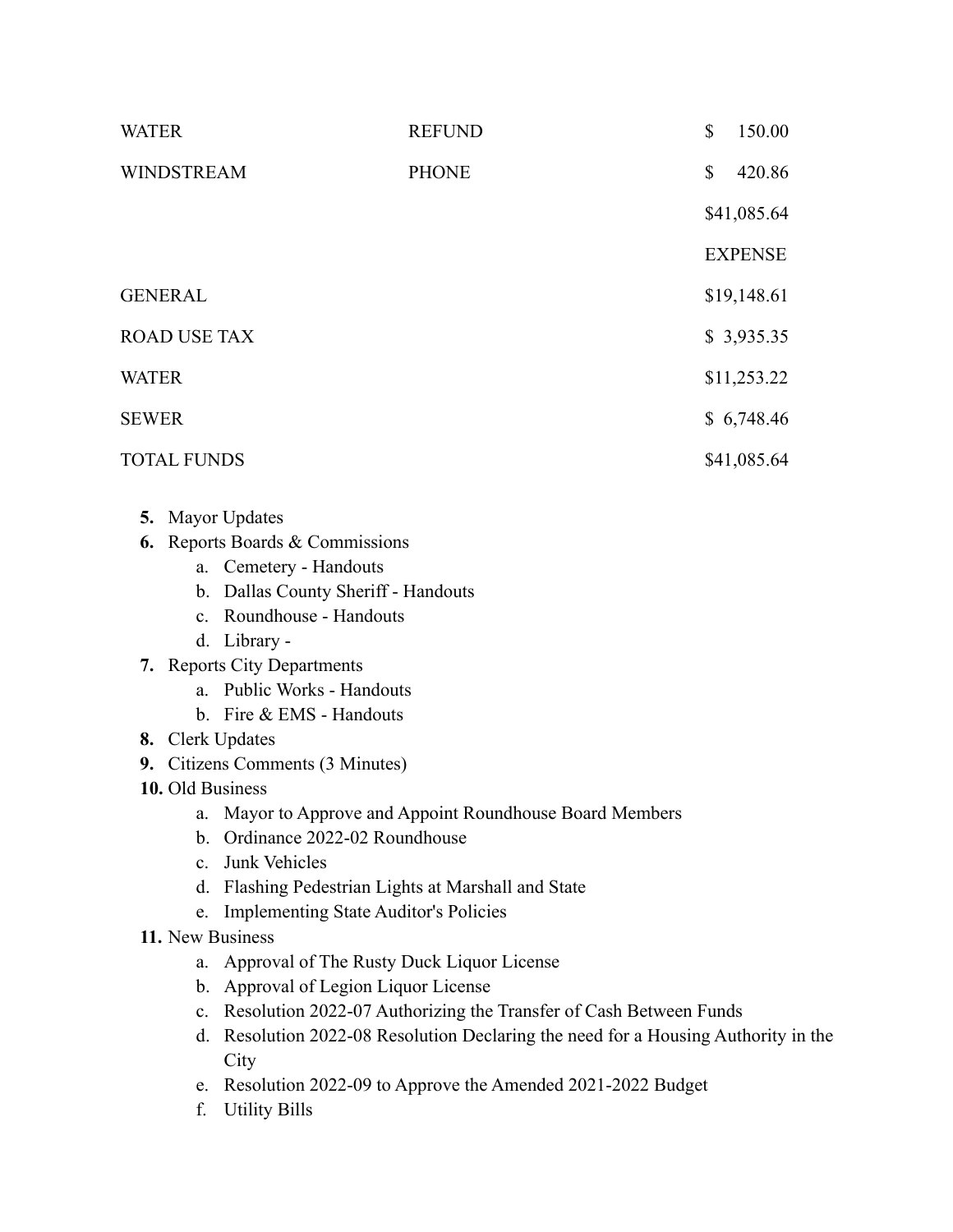| | | |
|---|---|---|
| WATER | REFUND | $ 150.00 |
| WINDSTREAM | PHONE | $ 420.86 |
| | | $41,085.64 |
| | | EXPENSE |
| GENERAL | | $19,148.61 |
| ROAD USE TAX | | $ 3,935.35 |
| WATER | | $11,253.22 |
| SEWER | | $ 6,748.46 |
| TOTAL FUNDS | | $41,085.64 |

5. Mayor Updates
6. Reports Boards & Commissions
   a. Cemetery - Handouts
   b. Dallas County Sheriff - Handouts
   c. Roundhouse - Handouts
   d. Library -
7. Reports City Departments
   a. Public Works - Handouts
   b. Fire & EMS - Handouts
8. Clerk Updates
9. Citizens Comments (3 Minutes)
10. Old Business
    a. Mayor to Approve and Appoint Roundhouse Board Members
    b. Ordinance 2022-02 Roundhouse
    c. Junk Vehicles
    d. Flashing Pedestrian Lights at Marshall and State
    e. Implementing State Auditor's Policies
11. New Business
    a. Approval of The Rusty Duck Liquor License
    b. Approval of Legion Liquor License
    c. Resolution 2022-07 Authorizing the Transfer of Cash Between Funds
    d. Resolution 2022-08 Resolution Declaring the need for a Housing Authority in the City
    e. Resolution 2022-09 to Approve the Amended 2021-2022 Budget
    f. Utility Bills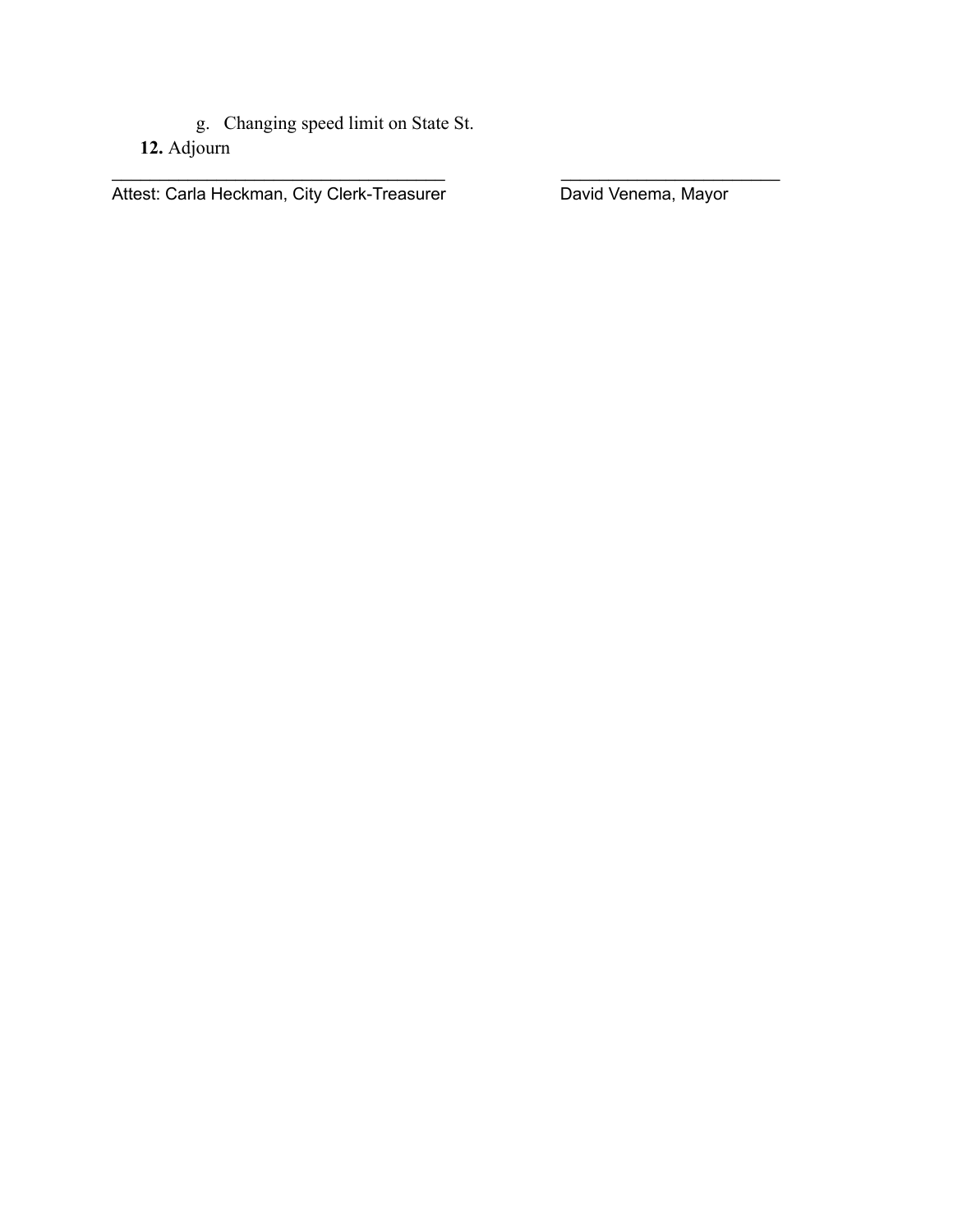g. Changing speed limit on State St.

**12.** Adjourn

___________________________________ ___________________________

Attest: Carla Heckman, City Clerk-Treasurer David Venema, Mayor